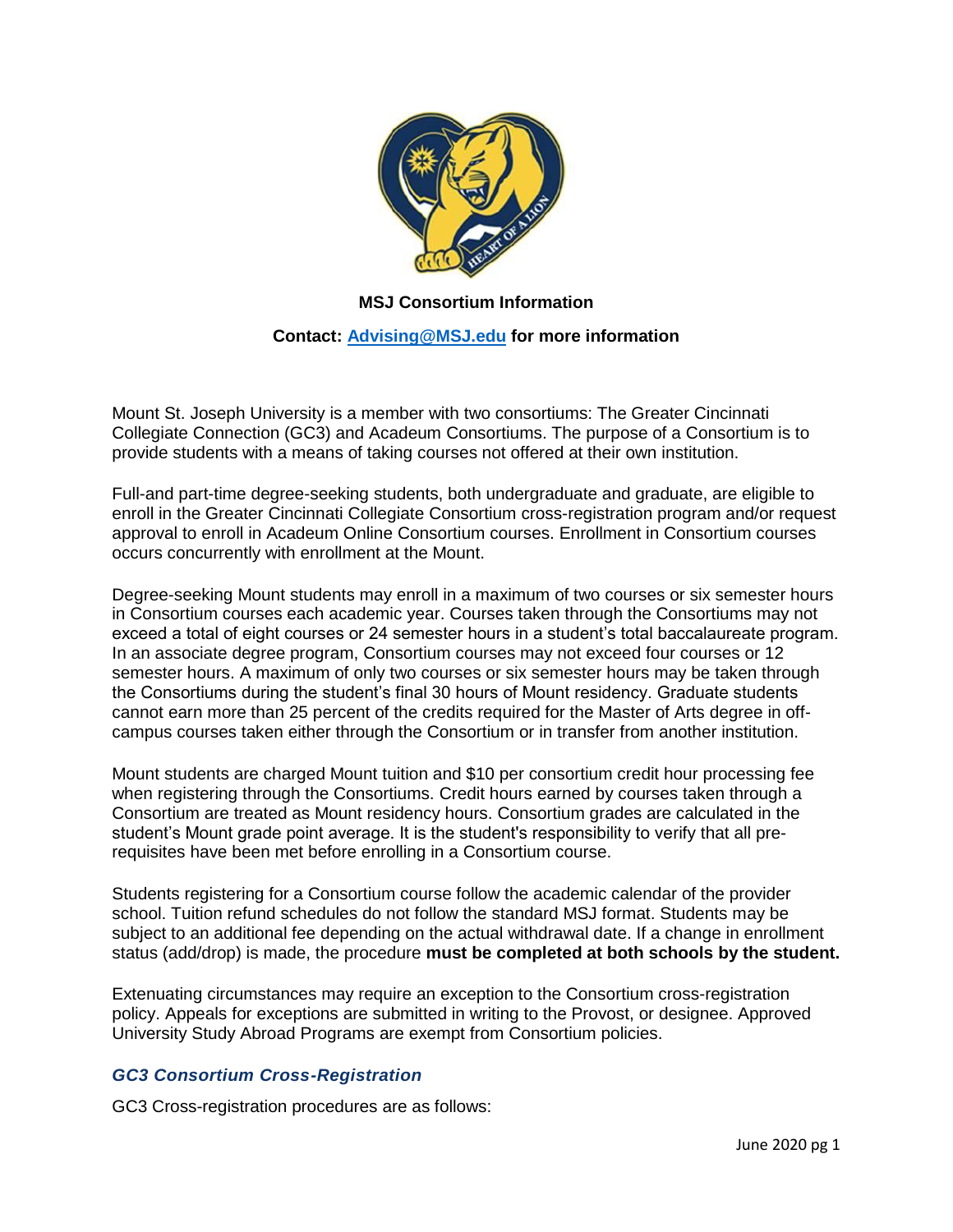**MSJ Consortium Information**

**Contact: [Advising@MSJ.edu](mailto:Advising@MSJ.edu) for more information**

Mount St. Joseph University is a member with two consortiums: The Greater Cincinnati Collegiate Connection (GC3) and Acadeum Consortiums. The purpose of a Consortium is to provide students with a means of taking courses not offered at their own institution.

Full-and part-time degree-seeking students, both undergraduate and graduate, are eligible to enroll in the Greater Cincinnati Collegiate Consortium cross-registration program and/or request approval to enroll in Acadeum Online Consortium courses. Enrollment in Consortium courses occurs concurrently with enrollment at the Mount.

Degree-seeking Mount students may enroll in a maximum of two courses or six semester hours in Consortium courses each academic year. Courses taken through the Consortiums may not exceed a total of eight courses or 24 semester hours in a student's total baccalaureate program. In an associate degree program, Consortium courses may not exceed four courses or 12 semester hours. A maximum of only two courses or six semester hours may be taken through the Consortiums during the student's final 30 hours of Mount residency. Graduate students cannot earn more than 25 percent of the credits required for the Master of Arts degree in off-campus courses taken either through the Consortium or in transfer from another institution.

Mount students are charged Mount tuition and $10 per consortium credit hour processing fee when registering through the Consortiums. Credit hours earned by courses taken through a Consortium are treated as Mount residency hours. Consortium grades are calculated in the student's Mount grade point average. It is the student's responsibility to verify that all pre-requisites have been met before enrolling in a Consortium course.

Students registering for a Consortium course follow the academic calendar of the provider school. Tuition refund schedules do not follow the standard MSJ format. Students may be subject to an additional fee depending on the actual withdrawal date. If a change in enrollment status (add/drop) is made, the procedure **must be completed at both schools by the student.**

Extenuating circumstances may require an exception to the Consortium cross-registration policy. Appeals for exceptions are submitted in writing to the Provost, or designee. Approved University Study Abroad Programs are exempt from Consortium policies.

### *GC3 Consortium Cross-Registration*

GC3 Cross-registration procedures are as follows: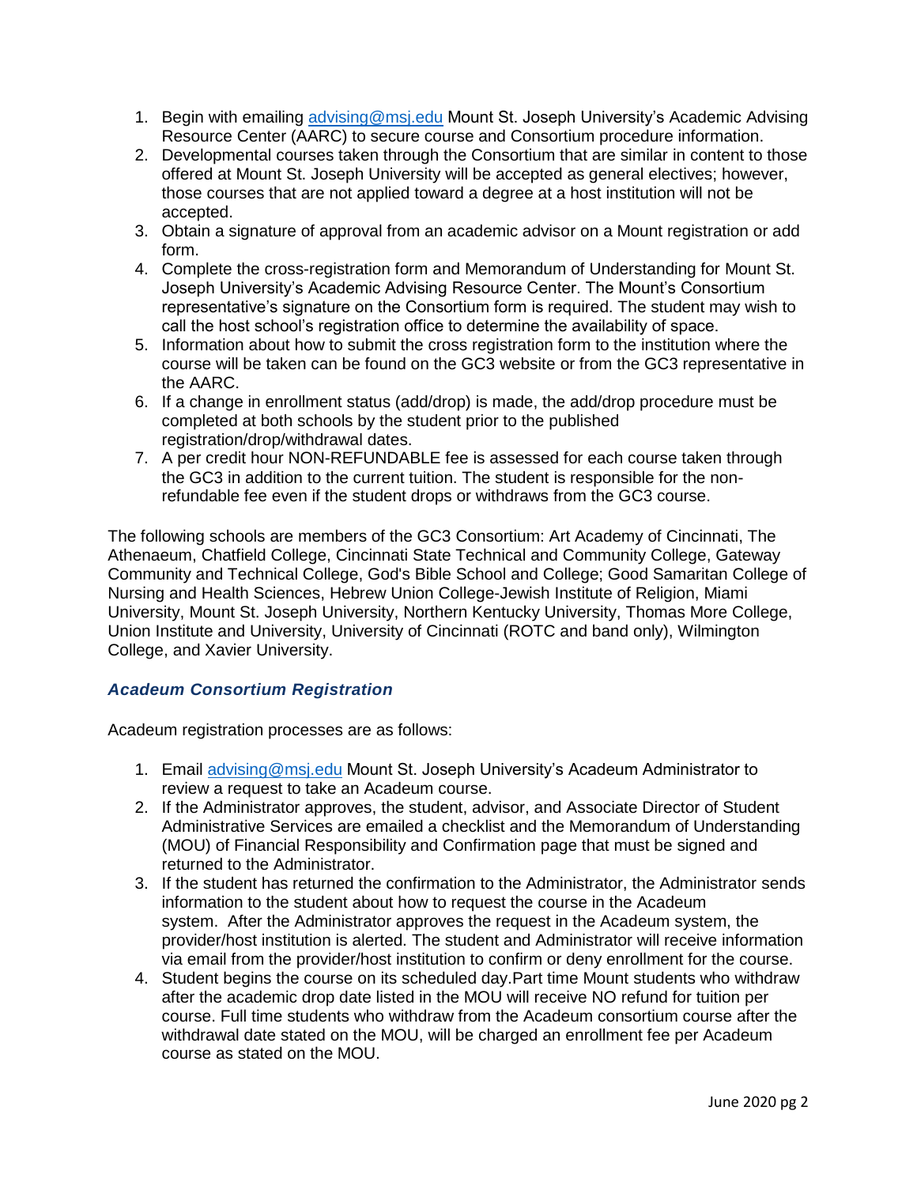1. Begin with emailing [advising@msj.edu](mailto:advising@msj.edu) Mount St. Joseph University's Academic Advising Resource Center (AARC) to secure course and Consortium procedure information.
2. Developmental courses taken through the Consortium that are similar in content to those offered at Mount St. Joseph University will be accepted as general electives; however, those courses that are not applied toward a degree at a host institution will not be accepted.
3. Obtain a signature of approval from an academic advisor on a Mount registration or add form.
4. Complete the cross-registration form and Memorandum of Understanding for Mount St. Joseph University's Academic Advising Resource Center. The Mount's Consortium representative's signature on the Consortium form is required. The student may wish to call the host school's registration office to determine the availability of space.
5. Information about how to submit the cross registration form to the institution where the course will be taken can be found on the GC3 website or from the GC3 representative in the AARC.
6. If a change in enrollment status (add/drop) is made, the add/drop procedure must be completed at both schools by the student prior to the published registration/drop/withdrawal dates.
7. A per credit hour NON-REFUNDABLE fee is assessed for each course taken through the GC3 in addition to the current tuition. The student is responsible for the non-refundable fee even if the student drops or withdraws from the GC3 course.

The following schools are members of the GC3 Consortium: Art Academy of Cincinnati, The Athenaeum, Chatfield College, Cincinnati State Technical and Community College, Gateway Community and Technical College, God's Bible School and College; Good Samaritan College of Nursing and Health Sciences, Hebrew Union College-Jewish Institute of Religion, Miami University, Mount St. Joseph University, Northern Kentucky University, Thomas More College, Union Institute and University, University of Cincinnati (ROTC and band only), Wilmington College, and Xavier University.

### *Acadeum Consortium Registration*

Acadeum registration processes are as follows:

1. Email [advising@msj.edu](mailto:advising@msj.edu) Mount St. Joseph University's Acadeum Administrator to review a request to take an Acadeum course.
2. If the Administrator approves, the student, advisor, and Associate Director of Student Administrative Services are emailed a checklist and the Memorandum of Understanding (MOU) of Financial Responsibility and Confirmation page that must be signed and returned to the Administrator.
3. If the student has returned the confirmation to the Administrator, the Administrator sends information to the student about how to request the course in the Acadeum system. After the Administrator approves the request in the Acadeum system, the provider/host institution is alerted. The student and Administrator will receive information via email from the provider/host institution to confirm or deny enrollment for the course.
4. Student begins the course on its scheduled day.Part time Mount students who withdraw after the academic drop date listed in the MOU will receive NO refund for tuition per course. Full time students who withdraw from the Acadeum consortium course after the withdrawal date stated on the MOU, will be charged an enrollment fee per Acadeum course as stated on the MOU.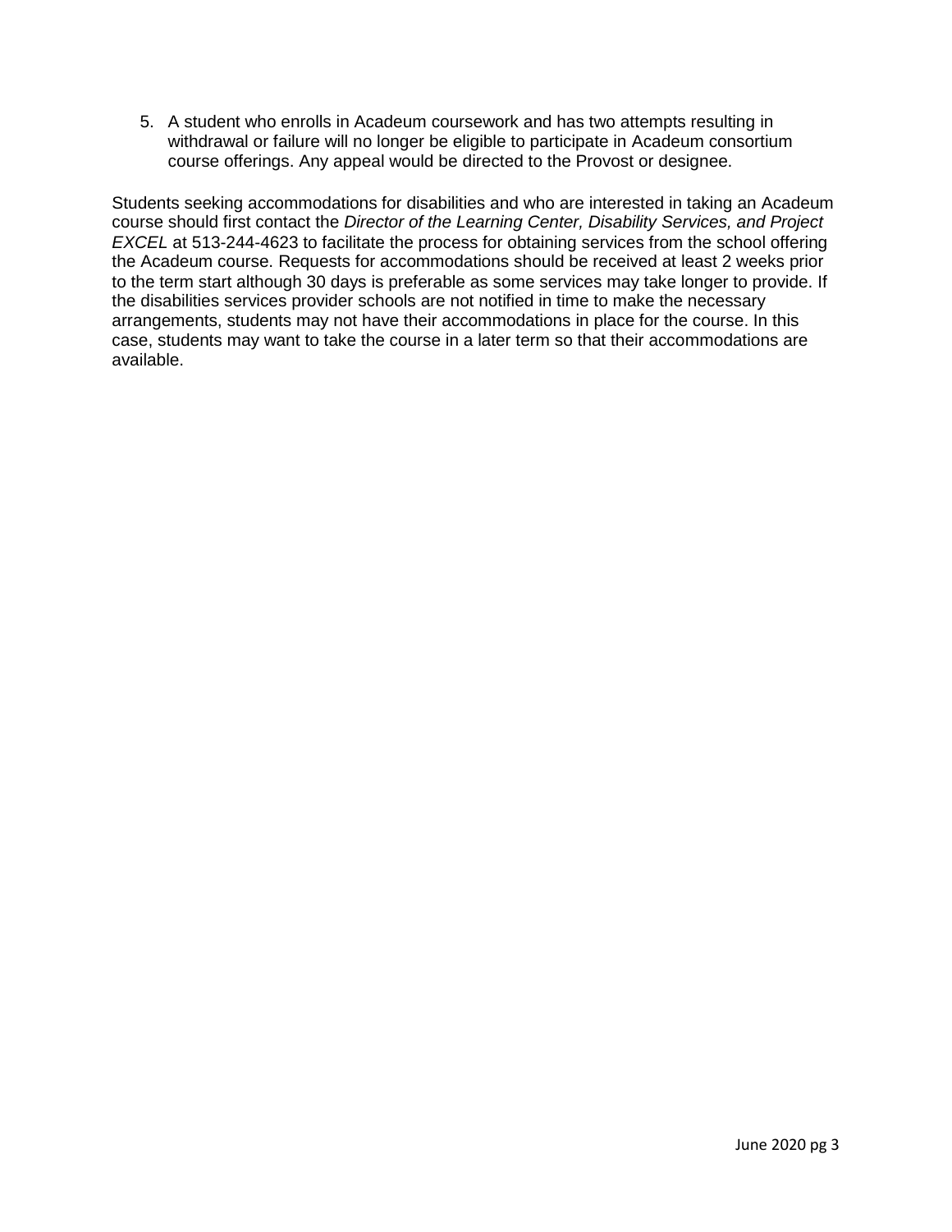5. A student who enrolls in Acadeum coursework and has two attempts resulting in withdrawal or failure will no longer be eligible to participate in Acadeum consortium course offerings. Any appeal would be directed to the Provost or designee.

Students seeking accommodations for disabilities and who are interested in taking an Acadeum course should first contact the *Director of the Learning Center, Disability Services, and Project EXCEL* at 513-244-4623 to facilitate the process for obtaining services from the school offering the Acadeum course. Requests for accommodations should be received at least 2 weeks prior to the term start although 30 days is preferable as some services may take longer to provide. If the disabilities services provider schools are not notified in time to make the necessary arrangements, students may not have their accommodations in place for the course. In this case, students may want to take the course in a later term so that their accommodations are available.